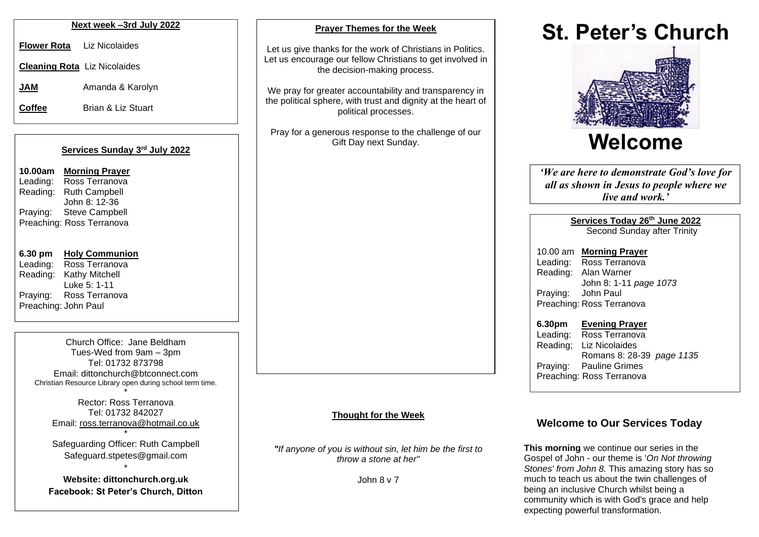**Next week –3rd July 2022**

**Flower Rota** Liz Nicolaides

**Cleaning Rota** Liz Nicolaides

**JAM** Amanda & Karolyn

**Coffee** Brian & Liz Stuart

**Services Sunday 3rd July 2022**

**10.00am Morning Prayer**
Leading: Ross Terranova
Reading: Ruth Campbell
John 8: 12-36
Praying: Steve Campbell
Preaching: Ross Terranova

**6.30 pm Holy Communion**
Leading: Ross Terranova
Reading: Kathy Mitchell
Luke 5: 1-11
Praying: Ross Terranova
Preaching: John Paul

Church Office: Jane Beldham
Tues-Wed from 9am – 3pm
Tel: 01732 873798
Email: dittonchurch@btconnect.com
Christian Resource Library open during school term time.

*

Rector: Ross Terranova
Tel: 01732 842027
Email: ross.terranova@hotmail.co.uk

*

Safeguarding Officer: Ruth Campbell
Safeguard.stpetes@gmail.com

*

**Website: dittonchurch.org.uk**
**Facebook: St Peter's Church, Ditton**

**Prayer Themes for the Week**

Let us give thanks for the work of Christians in Politics. Let us encourage our fellow Christians to get involved in the decision-making process.

We pray for greater accountability and transparency in the political sphere, with trust and dignity at the heart of political processes.

Pray for a generous response to the challenge of our Gift Day next Sunday.

**Thought for the Week**

***"If anyone of you is without sin, let him be the first to throw a stone at her"***

John 8 v 7

# St. Peter's Church

# Welcome

***'We are here to demonstrate God's love for all as shown in Jesus to people where we live and work.'***

**Services Today 26th June 2022**
Second Sunday after Trinity

10.00 am **Morning Prayer**
Leading: Ross Terranova
Reading: Alan Warner
John 8: 1-11 *page 1073*
Praying: John Paul
Preaching: Ross Terranova

**6.30pm Evening Prayer**
Leading: Ross Terranova
Reading; Liz Nicolaides
Romans 8: 28-39 *page 1135*
Praying: Pauline Grimes
Preaching: Ross Terranova

## Welcome to Our Services Today

**This morning** we continue our series in the Gospel of John - our theme is '*On Not throwing Stones' from John 8.* This amazing story has so much to teach us about the twin challenges of being an inclusive Church whilst being a community which is with God's grace and help expecting powerful transformation.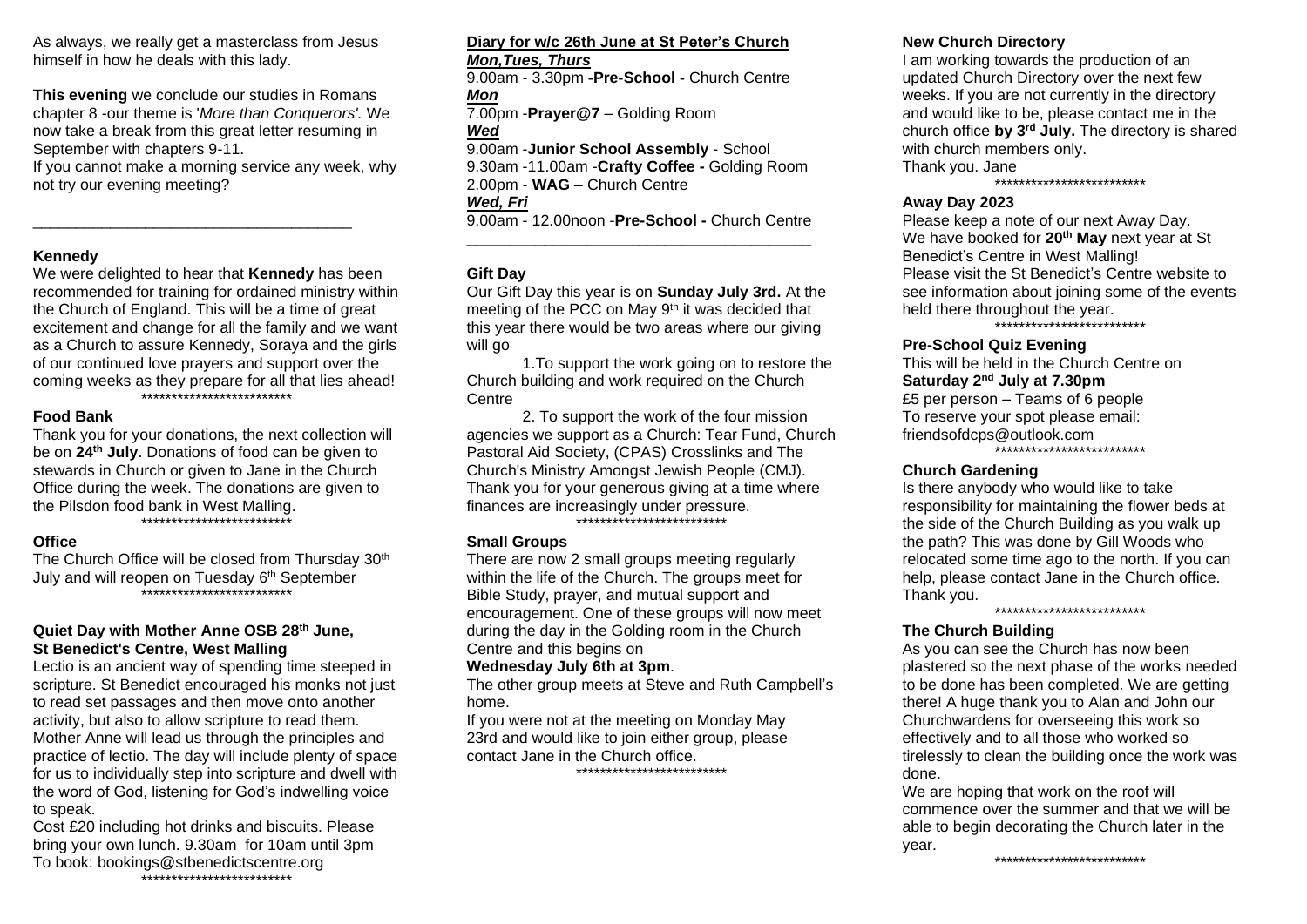As always, we really get a masterclass from Jesus himself in how he deals with this lady.

**This evening** we conclude our studies in Romans chapter 8 -our theme is '*More than Conquerors'.* We now take a break from this great letter resuming in September with chapters 9-11.

If you cannot make a morning service any week, why not try our evening meeting?

---

**Kennedy**

We were delighted to hear that **Kennedy** has been recommended for training for ordained ministry within the Church of England. This will be a time of great excitement and change for all the family and we want as a Church to assure Kennedy, Soraya and the girls of our continued love prayers and support over the coming weeks as they prepare for all that lies ahead!

*************************

**Food Bank**

Thank you for your donations, the next collection will be on **24th July**. Donations of food can be given to stewards in Church or given to Jane in the Church Office during the week. The donations are given to the Pilsdon food bank in West Malling.

*************************

**Office**

The Church Office will be closed from Thursday 30th July and will reopen on Tuesday 6th September

*************************

**Quiet Day with Mother Anne OSB 28th June, St Benedict's Centre, West Malling**

Lectio is an ancient way of spending time steeped in scripture. St Benedict encouraged his monks not just to read set passages and then move onto another activity, but also to allow scripture to read them. Mother Anne will lead us through the principles and practice of lectio. The day will include plenty of space for us to individually step into scripture and dwell with the word of God, listening for God's indwelling voice to speak.

Cost £20 including hot drinks and biscuits. Please bring your own lunch. 9.30am for 10am until 3pm

To book: bookings@stbenedictscentre.org

*************************

**Diary for w/c 26th June at St Peter's Church**

***Mon,Tues, Thurs***

9.00am - 3.30pm **-Pre-School -** Church Centre

***Mon***

7.00pm -**Prayer@7** – Golding Room

***Wed***

9.00am -**Junior School Assembly** - School

9.30am -11.00am -**Crafty Coffee -** Golding Room

2.00pm - **WAG** – Church Centre

***Wed, Fri***

9.00am - 12.00noon -**Pre-School -** Church Centre

---

**Gift Day**

Our Gift Day this year is on **Sunday July 3rd.** At the meeting of the PCC on May 9th it was decided that this year there would be two areas where our giving will go

1.To support the work going on to restore the Church building and work required on the Church Centre

2. To support the work of the four mission agencies we support as a Church: Tear Fund, Church Pastoral Aid Society, (CPAS) Crosslinks and The Church's Ministry Amongst Jewish People (CMJ).

Thank you for your generous giving at a time where finances are increasingly under pressure.

*************************

**Small Groups**

There are now 2 small groups meeting regularly within the life of the Church. The groups meet for Bible Study, prayer, and mutual support and encouragement. One of these groups will now meet during the day in the Golding room in the Church Centre and this begins on

**Wednesday July 6th at 3pm**.

The other group meets at Steve and Ruth Campbell's home.

If you were not at the meeting on Monday May 23rd and would like to join either group, please contact Jane in the Church office.

*************************

**New Church Directory**

I am working towards the production of an updated Church Directory over the next few weeks. If you are not currently in the directory and would like to be, please contact me in the church office **by 3rd July.** The directory is shared with church members only.

Thank you. Jane

*************************

**Away Day 2023**

Please keep a note of our next Away Day.

We have booked for **20th May** next year at St Benedict's Centre in West Malling!

Please visit the St Benedict's Centre website to see information about joining some of the events held there throughout the year.

*************************

**Pre-School Quiz Evening**

This will be held in the Church Centre on **Saturday 2nd July at 7.30pm**

£5 per person – Teams of 6 people

To reserve your spot please email: friendsofdcps@outlook.com

*************************

**Church Gardening**

Is there anybody who would like to take responsibility for maintaining the flower beds at the side of the Church Building as you walk up the path? This was done by Gill Woods who relocated some time ago to the north. If you can help, please contact Jane in the Church office. Thank you.

*************************

**The Church Building**

As you can see the Church has now been plastered so the next phase of the works needed to be done has been completed. We are getting there! A huge thank you to Alan and John our Churchwardens for overseeing this work so effectively and to all those who worked so tirelessly to clean the building once the work was done.

We are hoping that work on the roof will commence over the summer and that we will be able to begin decorating the Church later in the year.

*************************